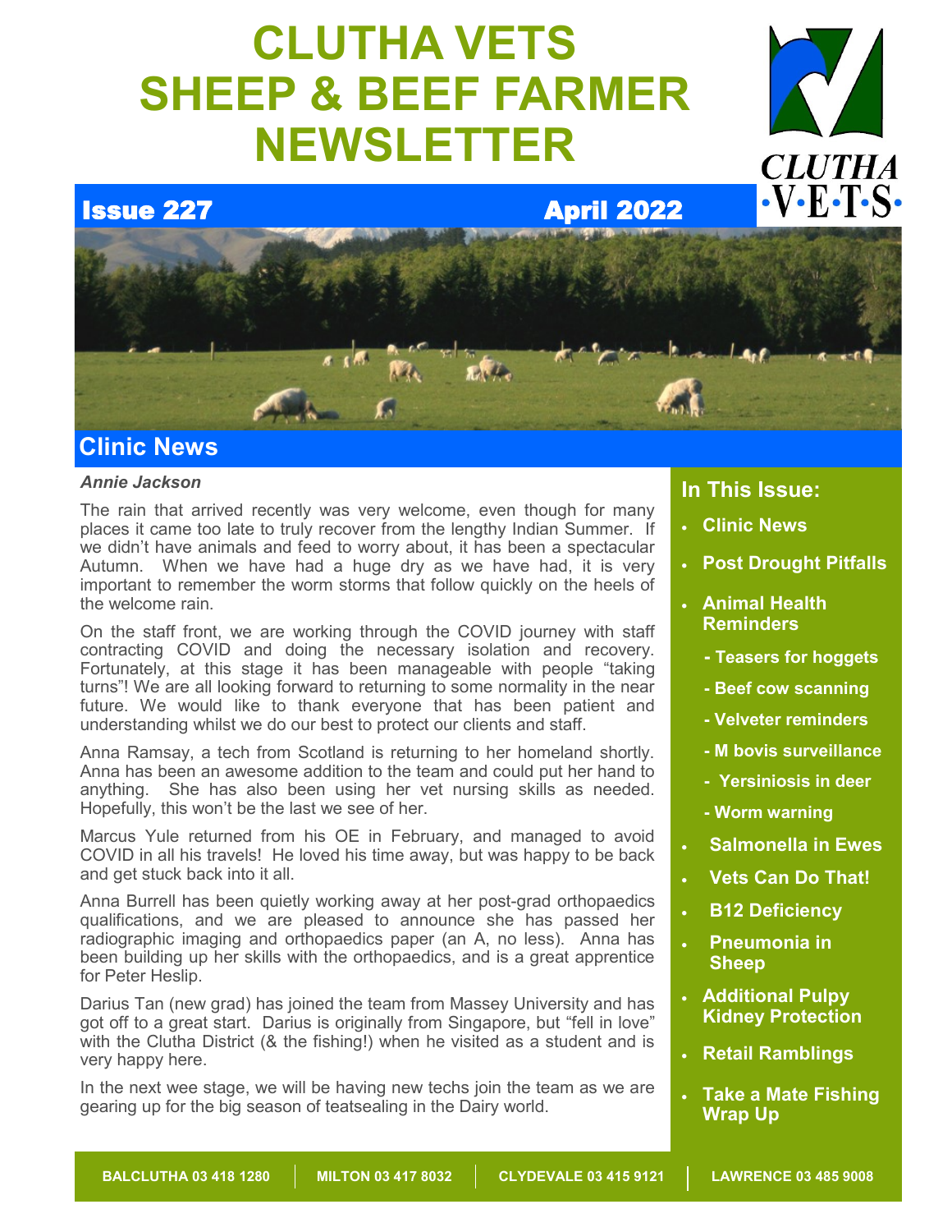# CLUTHA VETS SHEEP & BEEF FARMER NEWSLETTER

**Issue 227** **April 2022**

## Clinic News

***Annie Jackson***

The rain that arrived recently was very welcome, even though for many places it came too late to truly recover from the lengthy Indian Summer. If we didn't have animals and feed to worry about, it has been a spectacular Autumn. When we have had a huge dry as we have had, it is very important to remember the worm storms that follow quickly on the heels of the welcome rain.

On the staff front, we are working through the COVID journey with staff contracting COVID and doing the necessary isolation and recovery. Fortunately, at this stage it has been manageable with people "taking turns"! We are all looking forward to returning to some normality in the near future. We would like to thank everyone that has been patient and understanding whilst we do our best to protect our clients and staff.

Anna Ramsay, a tech from Scotland is returning to her homeland shortly. Anna has been an awesome addition to the team and could put her hand to anything. She has also been using her vet nursing skills as needed. Hopefully, this won't be the last we see of her.

Marcus Yule returned from his OE in February, and managed to avoid COVID in all his travels! He loved his time away, but was happy to be back and get stuck back into it all.

Anna Burrell has been quietly working away at her post-grad orthopaedics qualifications, and we are pleased to announce she has passed her radiographic imaging and orthopaedics paper (an A, no less). Anna has been building up her skills with the orthopaedics, and is a great apprentice for Peter Heslip.

Darius Tan (new grad) has joined the team from Massey University and has got off to a great start. Darius is originally from Singapore, but "fell in love" with the Clutha District (& the fishing!) when he visited as a student and is very happy here.

In the next wee stage, we will be having new techs join the team as we are gearing up for the big season of teatsealing in the Dairy world.

### In This Issue:

- Clinic News
- Post Drought Pitfalls
- Animal Health Reminders
  - Teasers for hoggets
  - Beef cow scanning
  - Velveter reminders
  - M bovis surveillance
  - Yersiniosis in deer
  - Worm warning
- Salmonella in Ewes
- Vets Can Do That!
- B12 Deficiency
- Pneumonia in Sheep
- Additional Pulpy Kidney Protection
- Retail Ramblings
- Take a Mate Fishing Wrap Up

BALCLUTHA 03 418 1280 | MILTON 03 417 8032 | CLYDEVALE 03 415 9121 | LAWRENCE 03 485 9008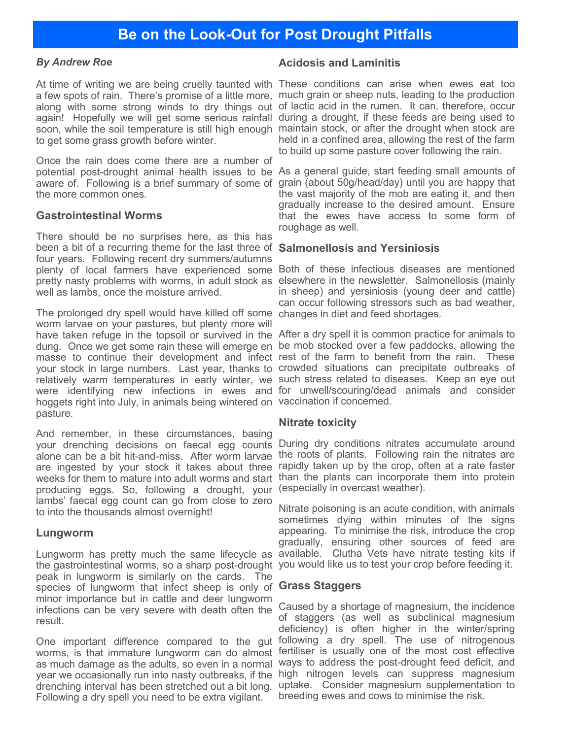# Be on the Look-Out for Post Drought Pitfalls

*By Andrew Roe*

At time of writing we are being cruelly taunted with a few spots of rain. There's promise of a little more, along with some strong winds to dry things out again! Hopefully we will get some serious rainfall soon, while the soil temperature is still high enough to get some grass growth before winter.

Once the rain does come there are a number of potential post-drought animal health issues to be aware of. Following is a brief summary of some of the more common ones.

## Gastrointestinal Worms

There should be no surprises here, as this has been a bit of a recurring theme for the last three of four years. Following recent dry summers/autumns plenty of local farmers have experienced some pretty nasty problems with worms, in adult stock as well as lambs, once the moisture arrived.

The prolonged dry spell would have killed off some worm larvae on your pastures, but plenty more will have taken refuge in the topsoil or survived in the dung. Once we get some rain these will emerge en masse to continue their development and infect your stock in large numbers. Last year, thanks to relatively warm temperatures in early winter, we were identifying new infections in ewes and hoggets right into July, in animals being wintered on pasture.

And remember, in these circumstances, basing your drenching decisions on faecal egg counts alone can be a bit hit-and-miss. After worm larvae are ingested by your stock it takes about three weeks for them to mature into adult worms and start producing eggs. So, following a drought, your lambs' faecal egg count can go from close to zero to into the thousands almost overnight!

## Lungworm

Lungworm has pretty much the same lifecycle as the gastrointestinal worms, so a sharp post-drought peak in lungworm is similarly on the cards. The species of lungworm that infect sheep is only of minor importance but in cattle and deer lungworm infections can be very severe with death often the result.

One important difference compared to the gut worms, is that immature lungworm can do almost as much damage as the adults, so even in a normal year we occasionally run into nasty outbreaks, if the drenching interval has been stretched out a bit long. Following a dry spell you need to be extra vigilant.

## Acidosis and Laminitis

These conditions can arise when ewes eat too much grain or sheep nuts, leading to the production of lactic acid in the rumen. It can, therefore, occur during a drought, if these feeds are being used to maintain stock, or after the drought when stock are held in a confined area, allowing the rest of the farm to build up some pasture cover following the rain.

As a general guide, start feeding small amounts of grain (about 50g/head/day) until you are happy that the vast majority of the mob are eating it, and then gradually increase to the desired amount. Ensure that the ewes have access to some form of roughage as well.

## Salmonellosis and Yersiniosis

Both of these infectious diseases are mentioned elsewhere in the newsletter. Salmonellosis (mainly in sheep) and yersiniosis (young deer and cattle) can occur following stressors such as bad weather, changes in diet and feed shortages.

After a dry spell it is common practice for animals to be mob stocked over a few paddocks, allowing the rest of the farm to benefit from the rain. These crowded situations can precipitate outbreaks of such stress related to diseases. Keep an eye out for unwell/scouring/dead animals and consider vaccination if concerned.

## Nitrate toxicity

During dry conditions nitrates accumulate around the roots of plants. Following rain the nitrates are rapidly taken up by the crop, often at a rate faster than the plants can incorporate them into protein (especially in overcast weather).

Nitrate poisoning is an acute condition, with animals sometimes dying within minutes of the signs appearing. To minimise the risk, introduce the crop gradually, ensuring other sources of feed are available. Clutha Vets have nitrate testing kits if you would like us to test your crop before feeding it.

## Grass Staggers

Caused by a shortage of magnesium, the incidence of staggers (as well as subclinical magnesium deficiency) is often higher in the winter/spring following a dry spell. The use of nitrogenous fertiliser is usually one of the most cost effective ways to address the post-drought feed deficit, and high nitrogen levels can suppress magnesium uptake. Consider magnesium supplementation to breeding ewes and cows to minimise the risk.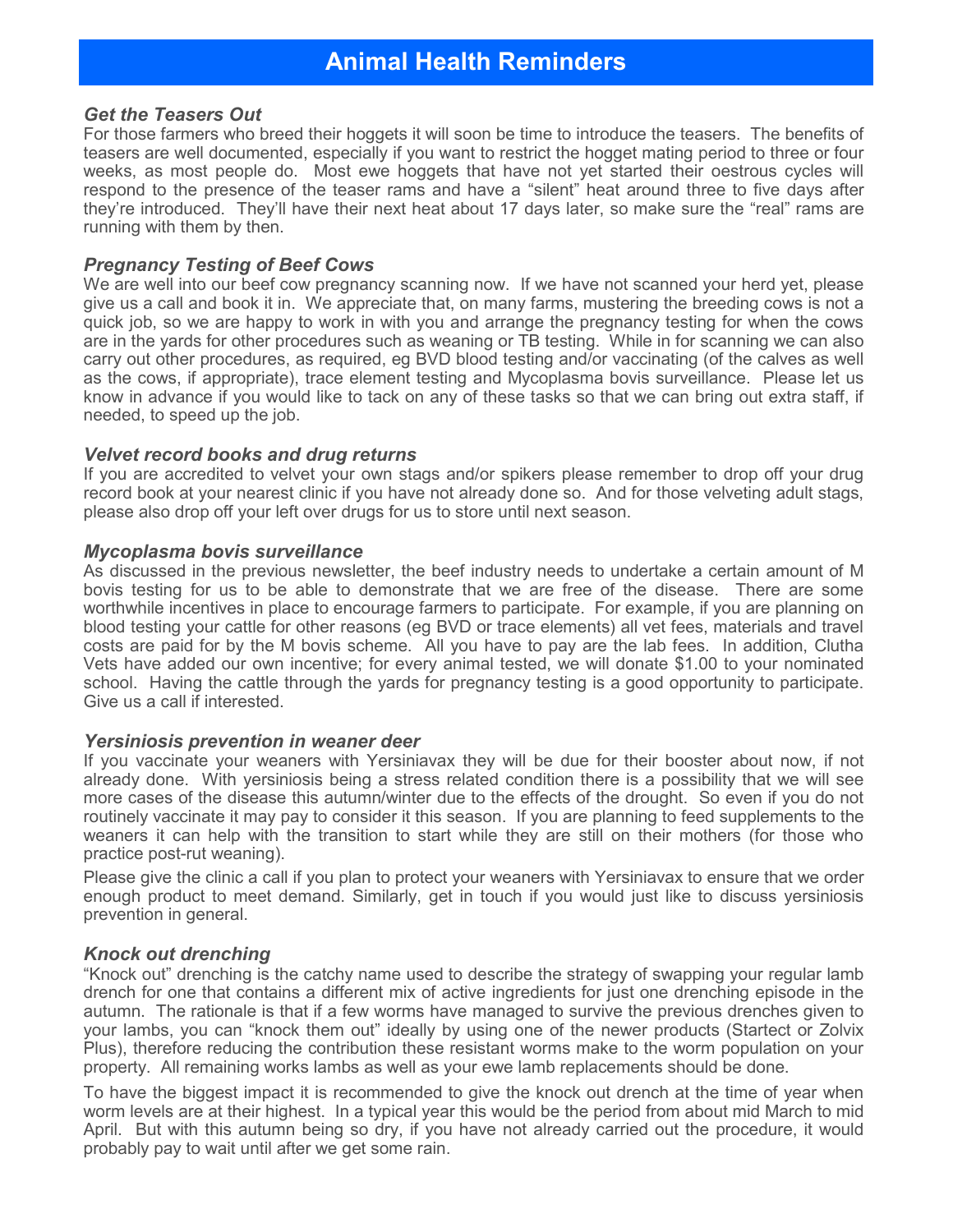# Animal Health Reminders

### *Get the Teasers Out*

For those farmers who breed their hoggets it will soon be time to introduce the teasers. The benefits of teasers are well documented, especially if you want to restrict the hogget mating period to three or four weeks, as most people do. Most ewe hoggets that have not yet started their oestrous cycles will respond to the presence of the teaser rams and have a "silent" heat around three to five days after they're introduced. They'll have their next heat about 17 days later, so make sure the "real" rams are running with them by then.

### *Pregnancy Testing of Beef Cows*

We are well into our beef cow pregnancy scanning now. If we have not scanned your herd yet, please give us a call and book it in. We appreciate that, on many farms, mustering the breeding cows is not a quick job, so we are happy to work in with you and arrange the pregnancy testing for when the cows are in the yards for other procedures such as weaning or TB testing. While in for scanning we can also carry out other procedures, as required, eg BVD blood testing and/or vaccinating (of the calves as well as the cows, if appropriate), trace element testing and Mycoplasma bovis surveillance. Please let us know in advance if you would like to tack on any of these tasks so that we can bring out extra staff, if needed, to speed up the job.

### *Velvet record books and drug returns*

If you are accredited to velvet your own stags and/or spikers please remember to drop off your drug record book at your nearest clinic if you have not already done so. And for those velveting adult stags, please also drop off your left over drugs for us to store until next season.

### *Mycoplasma bovis surveillance*

As discussed in the previous newsletter, the beef industry needs to undertake a certain amount of M bovis testing for us to be able to demonstrate that we are free of the disease. There are some worthwhile incentives in place to encourage farmers to participate. For example, if you are planning on blood testing your cattle for other reasons (eg BVD or trace elements) all vet fees, materials and travel costs are paid for by the M bovis scheme. All you have to pay are the lab fees. In addition, Clutha Vets have added our own incentive; for every animal tested, we will donate $1.00 to your nominated school. Having the cattle through the yards for pregnancy testing is a good opportunity to participate. Give us a call if interested.

### *Yersiniosis prevention in weaner deer*

If you vaccinate your weaners with Yersiniavax they will be due for their booster about now, if not already done. With yersiniosis being a stress related condition there is a possibility that we will see more cases of the disease this autumn/winter due to the effects of the drought. So even if you do not routinely vaccinate it may pay to consider it this season. If you are planning to feed supplements to the weaners it can help with the transition to start while they are still on their mothers (for those who practice post-rut weaning).

Please give the clinic a call if you plan to protect your weaners with Yersiniavax to ensure that we order enough product to meet demand. Similarly, get in touch if you would just like to discuss yersiniosis prevention in general.

### *Knock out drenching*

"Knock out" drenching is the catchy name used to describe the strategy of swapping your regular lamb drench for one that contains a different mix of active ingredients for just one drenching episode in the autumn. The rationale is that if a few worms have managed to survive the previous drenches given to your lambs, you can "knock them out" ideally by using one of the newer products (Startect or Zolvix Plus), therefore reducing the contribution these resistant worms make to the worm population on your property. All remaining works lambs as well as your ewe lamb replacements should be done.

To have the biggest impact it is recommended to give the knock out drench at the time of year when worm levels are at their highest. In a typical year this would be the period from about mid March to mid April. But with this autumn being so dry, if you have not already carried out the procedure, it would probably pay to wait until after we get some rain.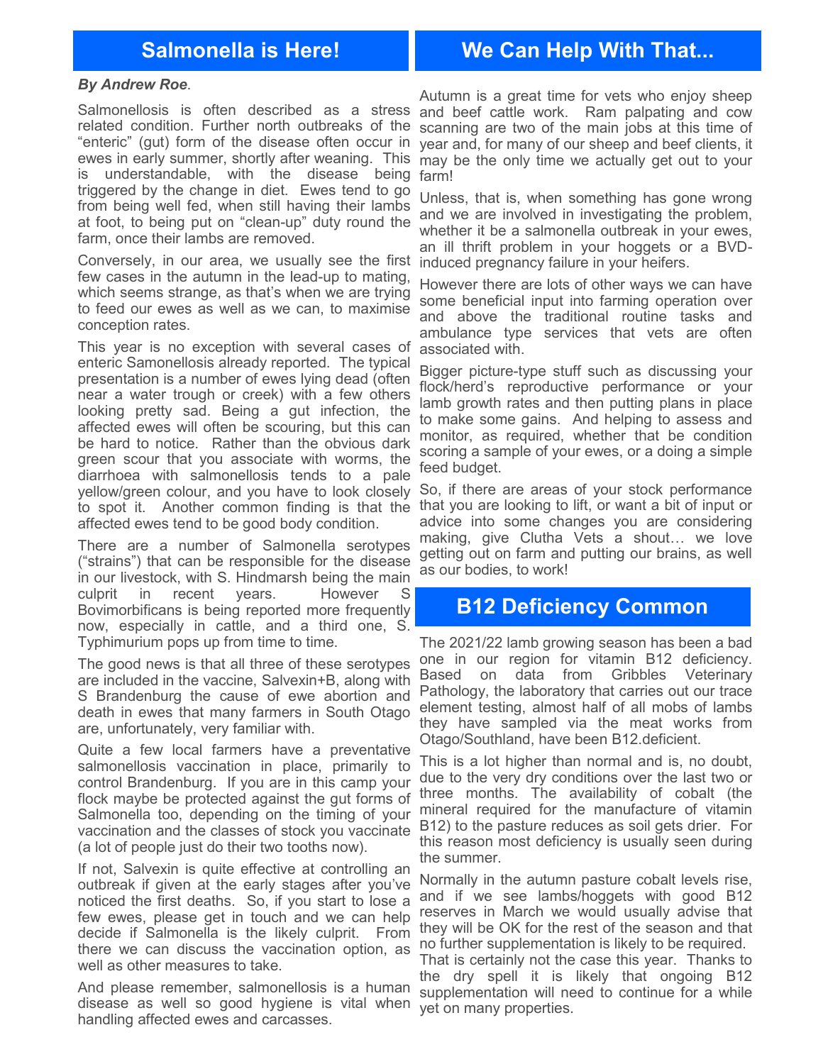## Salmonella is Here!

***By Andrew Roe**.*

Salmonellosis is often described as a stress related condition. Further north outbreaks of the "enteric" (gut) form of the disease often occur in ewes in early summer, shortly after weaning. This is understandable, with the disease being triggered by the change in diet. Ewes tend to go from being well fed, when still having their lambs at foot, to being put on "clean-up" duty round the farm, once their lambs are removed.

Conversely, in our area, we usually see the first few cases in the autumn in the lead-up to mating, which seems strange, as that's when we are trying to feed our ewes as well as we can, to maximise conception rates.

This year is no exception with several cases of enteric Samonellosis already reported. The typical presentation is a number of ewes lying dead (often near a water trough or creek) with a few others looking pretty sad. Being a gut infection, the affected ewes will often be scouring, but this can be hard to notice. Rather than the obvious dark green scour that you associate with worms, the diarrhoea with salmonellosis tends to a pale yellow/green colour, and you have to look closely to spot it. Another common finding is that the affected ewes tend to be good body condition.

There are a number of Salmonella serotypes ("strains") that can be responsible for the disease in our livestock, with S. Hindmarsh being the main culprit in recent years. However S Bovimorbificans is being reported more frequently now, especially in cattle, and a third one, S. Typhimurium pops up from time to time.

The good news is that all three of these serotypes are included in the vaccine, Salvexin+B, along with S Brandenburg the cause of ewe abortion and death in ewes that many farmers in South Otago are, unfortunately, very familiar with.

Quite a few local farmers have a preventative salmonellosis vaccination in place, primarily to control Brandenburg. If you are in this camp your flock maybe be protected against the gut forms of Salmonella too, depending on the timing of your vaccination and the classes of stock you vaccinate (a lot of people just do their two tooths now).

If not, Salvexin is quite effective at controlling an outbreak if given at the early stages after you've noticed the first deaths. So, if you start to lose a few ewes, please get in touch and we can help decide if Salmonella is the likely culprit. From there we can discuss the vaccination option, as well as other measures to take.

And please remember, salmonellosis is a human disease as well so good hygiene is vital when handling affected ewes and carcasses.

## We Can Help With That...

Autumn is a great time for vets who enjoy sheep and beef cattle work. Ram palpating and cow scanning are two of the main jobs at this time of year and, for many of our sheep and beef clients, it may be the only time we actually get out to your farm!

Unless, that is, when something has gone wrong and we are involved in investigating the problem, whether it be a salmonella outbreak in your ewes, an ill thrift problem in your hoggets or a BVD-induced pregnancy failure in your heifers.

However there are lots of other ways we can have some beneficial input into farming operation over and above the traditional routine tasks and ambulance type services that vets are often associated with.

Bigger picture-type stuff such as discussing your flock/herd's reproductive performance or your lamb growth rates and then putting plans in place to make some gains. And helping to assess and monitor, as required, whether that be condition scoring a sample of your ewes, or a doing a simple feed budget.

So, if there are areas of your stock performance that you are looking to lift, or want a bit of input or advice into some changes you are considering making, give Clutha Vets a shout… we love getting out on farm and putting our brains, as well as our bodies, to work!

## B12 Deficiency Common

The 2021/22 lamb growing season has been a bad one in our region for vitamin B12 deficiency. Based on data from Gribbles Veterinary Pathology, the laboratory that carries out our trace element testing, almost half of all mobs of lambs they have sampled via the meat works from Otago/Southland, have been B12.deficient.

This is a lot higher than normal and is, no doubt, due to the very dry conditions over the last two or three months. The availability of cobalt (the mineral required for the manufacture of vitamin B12) to the pasture reduces as soil gets drier. For this reason most deficiency is usually seen during the summer.

Normally in the autumn pasture cobalt levels rise, and if we see lambs/hoggets with good B12 reserves in March we would usually advise that they will be OK for the rest of the season and that no further supplementation is likely to be required. That is certainly not the case this year. Thanks to the dry spell it is likely that ongoing B12 supplementation will need to continue for a while yet on many properties.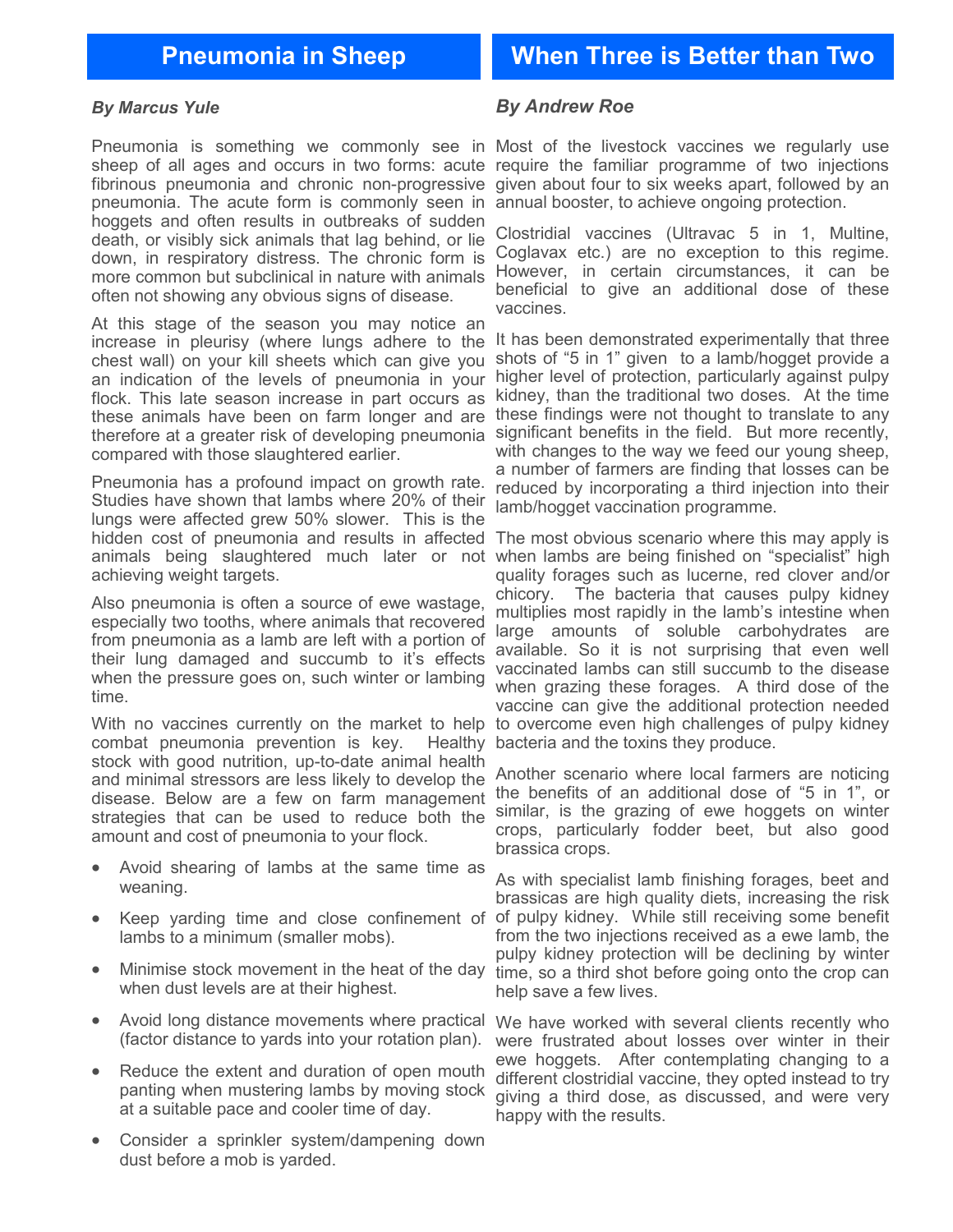## Pneumonia in Sheep

***By Marcus Yule***

Pneumonia is something we commonly see in sheep of all ages and occurs in two forms: acute fibrinous pneumonia and chronic non-progressive pneumonia. The acute form is commonly seen in hoggets and often results in outbreaks of sudden death, or visibly sick animals that lag behind, or lie down, in respiratory distress. The chronic form is more common but subclinical in nature with animals often not showing any obvious signs of disease.

At this stage of the season you may notice an increase in pleurisy (where lungs adhere to the chest wall) on your kill sheets which can give you an indication of the levels of pneumonia in your flock. This late season increase in part occurs as these animals have been on farm longer and are therefore at a greater risk of developing pneumonia compared with those slaughtered earlier.

Pneumonia has a profound impact on growth rate. Studies have shown that lambs where 20% of their lungs were affected grew 50% slower. This is the hidden cost of pneumonia and results in affected animals being slaughtered much later or not achieving weight targets.

Also pneumonia is often a source of ewe wastage, especially two tooths, where animals that recovered from pneumonia as a lamb are left with a portion of their lung damaged and succumb to it's effects when the pressure goes on, such winter or lambing time.

With no vaccines currently on the market to help combat pneumonia prevention is key. Healthy stock with good nutrition, up-to-date animal health and minimal stressors are less likely to develop the disease. Below are a few on farm management strategies that can be used to reduce both the amount and cost of pneumonia to your flock.

- Avoid shearing of lambs at the same time as weaning.
- Keep yarding time and close confinement of lambs to a minimum (smaller mobs).
- Minimise stock movement in the heat of the day when dust levels are at their highest.
- Avoid long distance movements where practical (factor distance to yards into your rotation plan).
- Reduce the extent and duration of open mouth panting when mustering lambs by moving stock at a suitable pace and cooler time of day.
- Consider a sprinkler system/dampening down dust before a mob is yarded.

## When Three is Better than Two

***By Andrew Roe***

Most of the livestock vaccines we regularly use require the familiar programme of two injections given about four to six weeks apart, followed by an annual booster, to achieve ongoing protection.

Clostridial vaccines (Ultravac 5 in 1, Multine, Coglavax etc.) are no exception to this regime. However, in certain circumstances, it can be beneficial to give an additional dose of these vaccines.

It has been demonstrated experimentally that three shots of "5 in 1" given to a lamb/hogget provide a higher level of protection, particularly against pulpy kidney, than the traditional two doses. At the time these findings were not thought to translate to any significant benefits in the field. But more recently, with changes to the way we feed our young sheep, a number of farmers are finding that losses can be reduced by incorporating a third injection into their lamb/hogget vaccination programme.

The most obvious scenario where this may apply is when lambs are being finished on "specialist" high quality forages such as lucerne, red clover and/or chicory. The bacteria that causes pulpy kidney multiplies most rapidly in the lamb's intestine when large amounts of soluble carbohydrates are available. So it is not surprising that even well vaccinated lambs can still succumb to the disease when grazing these forages. A third dose of the vaccine can give the additional protection needed to overcome even high challenges of pulpy kidney bacteria and the toxins they produce.

Another scenario where local farmers are noticing the benefits of an additional dose of "5 in 1", or similar, is the grazing of ewe hoggets on winter crops, particularly fodder beet, but also good brassica crops.

As with specialist lamb finishing forages, beet and brassicas are high quality diets, increasing the risk of pulpy kidney. While still receiving some benefit from the two injections received as a ewe lamb, the pulpy kidney protection will be declining by winter time, so a third shot before going onto the crop can help save a few lives.

We have worked with several clients recently who were frustrated about losses over winter in their ewe hoggets. After contemplating changing to a different clostridial vaccine, they opted instead to try giving a third dose, as discussed, and were very happy with the results.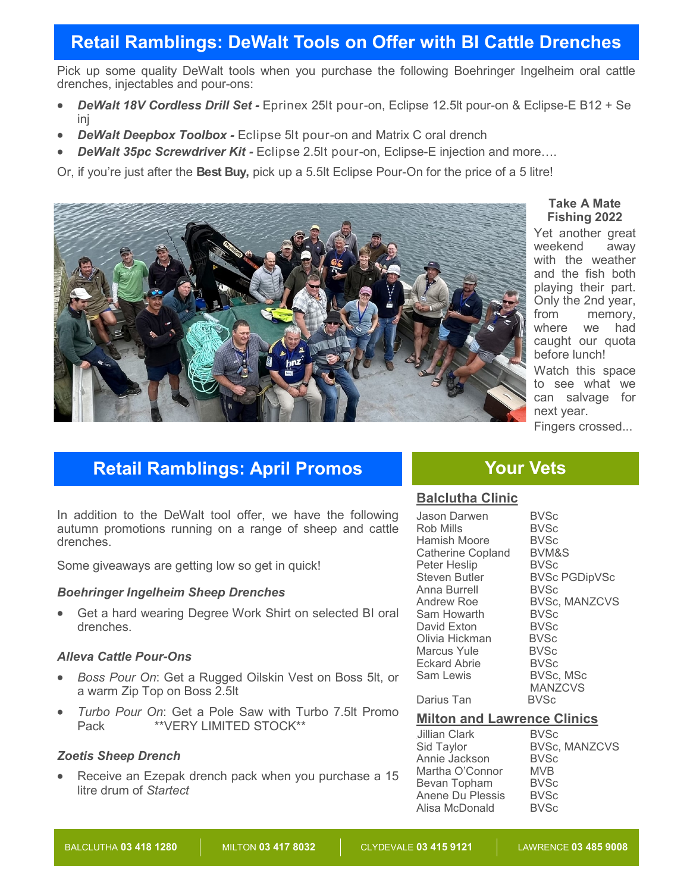## Retail Ramblings: DeWalt Tools on Offer with BI Cattle Drenches

Pick up some quality DeWalt tools when you purchase the following Boehringer Ingelheim oral cattle drenches, injectables and pour-ons:

- ***DeWalt 18V Cordless Drill Set -*** Eprinex 25lt pour-on, Eclipse 12.5lt pour-on & Eclipse-E B12 + Se inj
- ***DeWalt Deepbox Toolbox -*** Eclipse 5lt pour-on and Matrix C oral drench
- ***DeWalt 35pc Screwdriver Kit -*** Eclipse 2.5lt pour-on, Eclipse-E injection and more….

Or, if you're just after the **Best Buy,** pick up a 5.5lt Eclipse Pour-On for the price of a 5 litre!

**Take A Mate Fishing 2022**

Yet another great weekend away with the weather and the fish both playing their part. Only the 2nd year, from memory, where we had caught our quota before lunch!

Watch this space to see what we can salvage for next year.

Fingers crossed...

## Retail Ramblings: April Promos

In addition to the DeWalt tool offer, we have the following autumn promotions running on a range of sheep and cattle drenches.

Some giveaways are getting low so get in quick!

### *Boehringer Ingelheim Sheep Drenches*

- Get a hard wearing Degree Work Shirt on selected BI oral drenches.

### *Alleva Cattle Pour-Ons*

- *Boss Pour On*: Get a Rugged Oilskin Vest on Boss 5lt, or a warm Zip Top on Boss 2.5lt
- *Turbo Pour On*: Get a Pole Saw with Turbo 7.5lt Promo Pack **VERY LIMITED STOCK**

### *Zoetis Sheep Drench*

- Receive an Ezepak drench pack when you purchase a 15 litre drum of *Startect*

## Your Vets

### Balclutha Clinic

| | |
|---|---|
| Jason Darwen | BVSc |
| Rob Mills | BVSc |
| Hamish Moore | BVSc |
| Catherine Copland | BVM&S |
| Peter Heslip | BVSc |
| Steven Butler | BVSc PGDipVSc |
| Anna Burrell | BVSc |
| Andrew Roe | BVSc, MANZCVS |
| Sam Howarth | BVSc |
| David Exton | BVSc |
| Olivia Hickman | BVSc |
| Marcus Yule | BVSc |
| Eckard Abrie | BVSc |
| Sam Lewis | BVSc, MSc MANZCVS |
| Darius Tan | BVSc |

### Milton and Lawrence Clinics

| | |
|---|---|
| Jillian Clark | BVSc |
| Sid Taylor | BVSc, MANZCVS |
| Annie Jackson | BVSc |
| Martha O'Connor | MVB |
| Bevan Topham | BVSc |
| Anene Du Plessis | BVSc |
| Alisa McDonald | BVSc |

BALCLUTHA **03 418 1280** | MILTON **03 417 8032** | CLYDEVALE **03 415 9121** | LAWRENCE **03 485 9008**